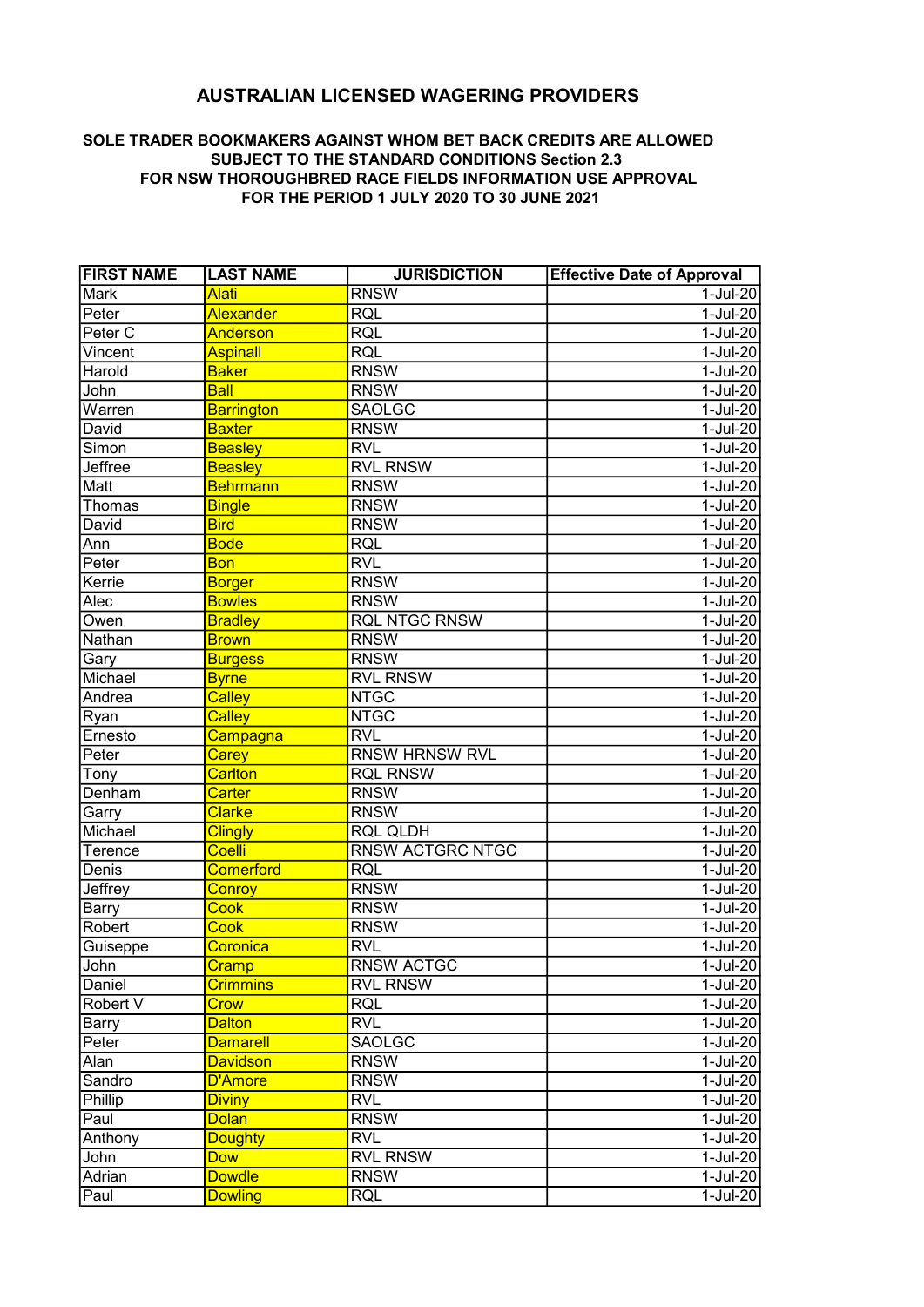# AUSTRALIAN LICENSED WAGERING PROVIDERS

## SOLE TRADER BOOKMAKERS AGAINST WHOM BET BACK CREDITS ARE ALLOWED SUBJECT TO THE STANDARD CONDITIONS Section 2.3 FOR NSW THOROUGHBRED RACE FIELDS INFORMATION USE APPROVAL FOR THE PERIOD 1 JULY 2020 TO 30 JUNE 2021

| FIRST NAME | LAST NAME | JURISDICTION | Effective Date of Approval |
|---|---|---|---|
| Mark | Alati | RNSW | 1-Jul-20 |
| Peter | Alexander | RQL | 1-Jul-20 |
| Peter C | Anderson | RQL | 1-Jul-20 |
| Vincent | Aspinall | RQL | 1-Jul-20 |
| Harold | Baker | RNSW | 1-Jul-20 |
| John | Ball | RNSW | 1-Jul-20 |
| Warren | Barrington | SAOLGC | 1-Jul-20 |
| David | Baxter | RNSW | 1-Jul-20 |
| Simon | Beasley | RVL | 1-Jul-20 |
| Jeffree | Beasley | RVL RNSW | 1-Jul-20 |
| Matt | Behrmann | RNSW | 1-Jul-20 |
| Thomas | Bingle | RNSW | 1-Jul-20 |
| David | Bird | RNSW | 1-Jul-20 |
| Ann | Bode | RQL | 1-Jul-20 |
| Peter | Bon | RVL | 1-Jul-20 |
| Kerrie | Borger | RNSW | 1-Jul-20 |
| Alec | Bowles | RNSW | 1-Jul-20 |
| Owen | Bradley | RQL NTGC RNSW | 1-Jul-20 |
| Nathan | Brown | RNSW | 1-Jul-20 |
| Gary | Burgess | RNSW | 1-Jul-20 |
| Michael | Byrne | RVL RNSW | 1-Jul-20 |
| Andrea | Calley | NTGC | 1-Jul-20 |
| Ryan | Calley | NTGC | 1-Jul-20 |
| Ernesto | Campagna | RVL | 1-Jul-20 |
| Peter | Carey | RNSW HRNSW RVL | 1-Jul-20 |
| Tony | Carlton | RQL RNSW | 1-Jul-20 |
| Denham | Carter | RNSW | 1-Jul-20 |
| Garry | Clarke | RNSW | 1-Jul-20 |
| Michael | Clingly | RQL QLDH | 1-Jul-20 |
| Terence | Coelli | RNSW ACTGRC NTGC | 1-Jul-20 |
| Denis | Comerford | RQL | 1-Jul-20 |
| Jeffrey | Conroy | RNSW | 1-Jul-20 |
| Barry | Cook | RNSW | 1-Jul-20 |
| Robert | Cook | RNSW | 1-Jul-20 |
| Guiseppe | Coronica | RVL | 1-Jul-20 |
| John | Cramp | RNSW ACTGC | 1-Jul-20 |
| Daniel | Crimmins | RVL RNSW | 1-Jul-20 |
| Robert V | Crow | RQL | 1-Jul-20 |
| Barry | Dalton | RVL | 1-Jul-20 |
| Peter | Damarell | SAOLGC | 1-Jul-20 |
| Alan | Davidson | RNSW | 1-Jul-20 |
| Sandro | D'Amore | RNSW | 1-Jul-20 |
| Phillip | Diviny | RVL | 1-Jul-20 |
| Paul | Dolan | RNSW | 1-Jul-20 |
| Anthony | Doughty | RVL | 1-Jul-20 |
| John | Dow | RVL RNSW | 1-Jul-20 |
| Adrian | Dowdle | RNSW | 1-Jul-20 |
| Paul | Dowling | RQL | 1-Jul-20 |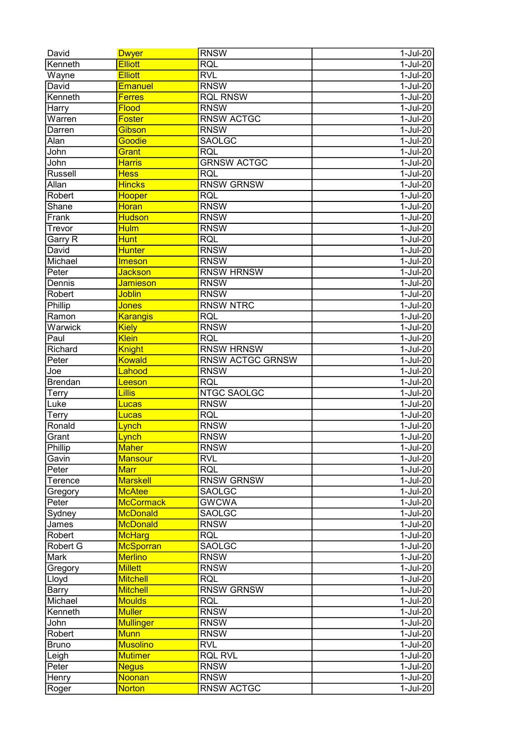| David | Dwyer | RNSW | 1-Jul-20 |
|---|---|---|---|
| Kenneth | Elliott | RQL | 1-Jul-20 |
| Wayne | Elliott | RVL | 1-Jul-20 |
| David | Emanuel | RNSW | 1-Jul-20 |
| Kenneth | Ferres | RQL RNSW | 1-Jul-20 |
| Harry | Flood | RNSW | 1-Jul-20 |
| Warren | Foster | RNSW ACTGC | 1-Jul-20 |
| Darren | Gibson | RNSW | 1-Jul-20 |
| Alan | Goodie | SAOLGC | 1-Jul-20 |
| John | Grant | RQL | 1-Jul-20 |
| John | Harris | GRNSW ACTGC | 1-Jul-20 |
| Russell | Hess | RQL | 1-Jul-20 |
| Allan | Hincks | RNSW GRNSW | 1-Jul-20 |
| Robert | Hooper | RQL | 1-Jul-20 |
| Shane | Horan | RNSW | 1-Jul-20 |
| Frank | Hudson | RNSW | 1-Jul-20 |
| Trevor | Hulm | RNSW | 1-Jul-20 |
| Garry R | Hunt | RQL | 1-Jul-20 |
| David | Hunter | RNSW | 1-Jul-20 |
| Michael | Imeson | RNSW | 1-Jul-20 |
| Peter | Jackson | RNSW HRNSW | 1-Jul-20 |
| Dennis | Jamieson | RNSW | 1-Jul-20 |
| Robert | Joblin | RNSW | 1-Jul-20 |
| Phillip | Jones | RNSW NTRC | 1-Jul-20 |
| Ramon | Karangis | RQL | 1-Jul-20 |
| Warwick | Kiely | RNSW | 1-Jul-20 |
| Paul | Klein | RQL | 1-Jul-20 |
| Richard | Knight | RNSW HRNSW | 1-Jul-20 |
| Peter | Kowald | RNSW ACTGC GRNSW | 1-Jul-20 |
| Joe | Lahood | RNSW | 1-Jul-20 |
| Brendan | Leeson | RQL | 1-Jul-20 |
| Terry | Lillis | NTGC SAOLGC | 1-Jul-20 |
| Luke | Lucas | RNSW | 1-Jul-20 |
| Terry | Lucas | RQL | 1-Jul-20 |
| Ronald | Lynch | RNSW | 1-Jul-20 |
| Grant | Lynch | RNSW | 1-Jul-20 |
| Phillip | Maher | RNSW | 1-Jul-20 |
| Gavin | Mansour | RVL | 1-Jul-20 |
| Peter | Marr | RQL | 1-Jul-20 |
| Terence | Marskell | RNSW GRNSW | 1-Jul-20 |
| Gregory | McAtee | SAOLGC | 1-Jul-20 |
| Peter | McCormack | GWCWA | 1-Jul-20 |
| Sydney | McDonald | SAOLGC | 1-Jul-20 |
| James | McDonald | RNSW | 1-Jul-20 |
| Robert | McHarg | RQL | 1-Jul-20 |
| Robert G | McSporran | SAOLGC | 1-Jul-20 |
| Mark | Merlino | RNSW | 1-Jul-20 |
| Gregory | Millett | RNSW | 1-Jul-20 |
| Lloyd | Mitchell | RQL | 1-Jul-20 |
| Barry | Mitchell | RNSW GRNSW | 1-Jul-20 |
| Michael | Moulds | RQL | 1-Jul-20 |
| Kenneth | Muller | RNSW | 1-Jul-20 |
| John | Mullinger | RNSW | 1-Jul-20 |
| Robert | Munn | RNSW | 1-Jul-20 |
| Bruno | Musolino | RVL | 1-Jul-20 |
| Leigh | Mutimer | RQL RVL | 1-Jul-20 |
| Peter | Negus | RNSW | 1-Jul-20 |
| Henry | Noonan | RNSW | 1-Jul-20 |
| Roger | Norton | RNSW ACTGC | 1-Jul-20 |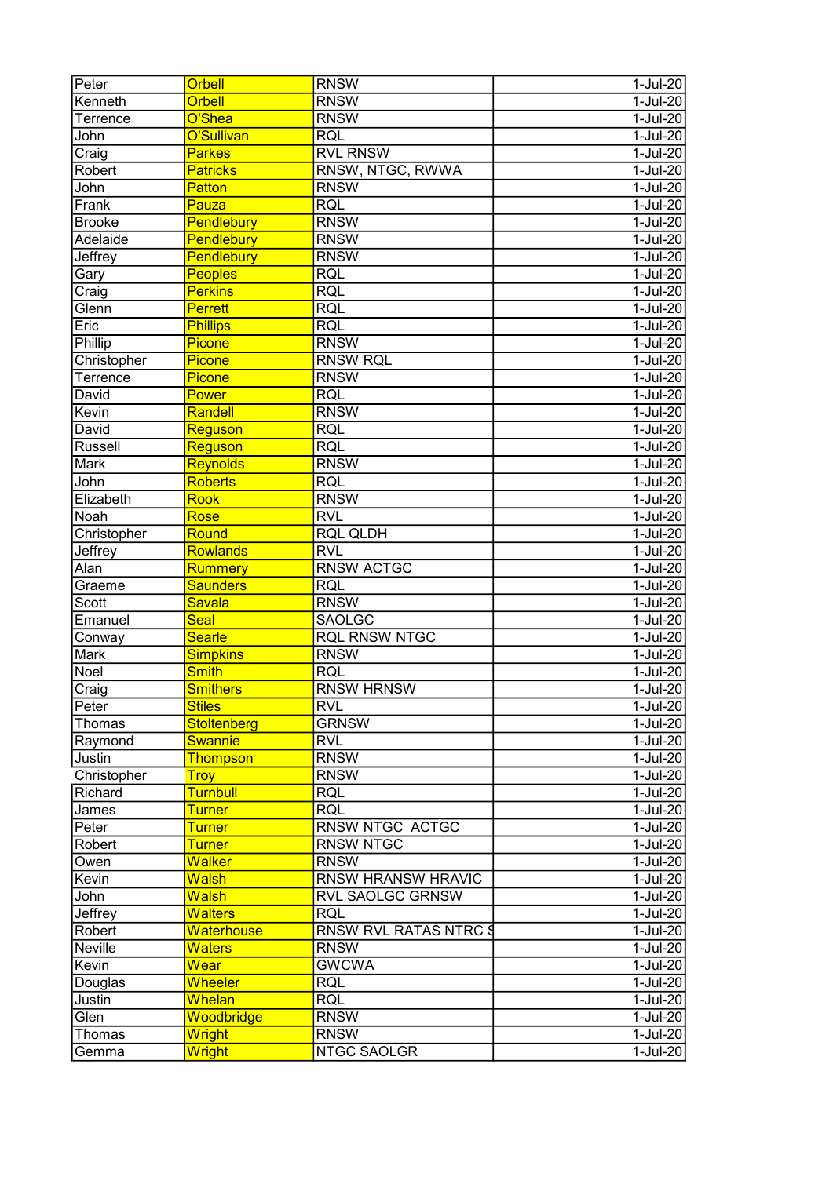| | | | |
|---|---|---|---|
| Peter | Orbell | RNSW | 1-Jul-20 |
| Kenneth | Orbell | RNSW | 1-Jul-20 |
| Terrence | O'Shea | RNSW | 1-Jul-20 |
| John | O'Sullivan | RQL | 1-Jul-20 |
| Craig | Parkes | RVL RNSW | 1-Jul-20 |
| Robert | Patricks | RNSW, NTGC, RWWA | 1-Jul-20 |
| John | Patton | RNSW | 1-Jul-20 |
| Frank | Pauza | RQL | 1-Jul-20 |
| Brooke | Pendlebury | RNSW | 1-Jul-20 |
| Adelaide | Pendlebury | RNSW | 1-Jul-20 |
| Jeffrey | Pendlebury | RNSW | 1-Jul-20 |
| Gary | Peoples | RQL | 1-Jul-20 |
| Craig | Perkins | RQL | 1-Jul-20 |
| Glenn | Perrett | RQL | 1-Jul-20 |
| Eric | Phillips | RQL | 1-Jul-20 |
| Phillip | Picone | RNSW | 1-Jul-20 |
| Christopher | Picone | RNSW RQL | 1-Jul-20 |
| Terrence | Picone | RNSW | 1-Jul-20 |
| David | Power | RQL | 1-Jul-20 |
| Kevin | Randell | RNSW | 1-Jul-20 |
| David | Reguson | RQL | 1-Jul-20 |
| Russell | Reguson | RQL | 1-Jul-20 |
| Mark | Reynolds | RNSW | 1-Jul-20 |
| John | Roberts | RQL | 1-Jul-20 |
| Elizabeth | Rook | RNSW | 1-Jul-20 |
| Noah | Rose | RVL | 1-Jul-20 |
| Christopher | Round | RQL QLDH | 1-Jul-20 |
| Jeffrey | Rowlands | RVL | 1-Jul-20 |
| Alan | Rummery | RNSW ACTGC | 1-Jul-20 |
| Graeme | Saunders | RQL | 1-Jul-20 |
| Scott | Savala | RNSW | 1-Jul-20 |
| Emanuel | Seal | SAOLGC | 1-Jul-20 |
| Conway | Searle | RQL RNSW NTGC | 1-Jul-20 |
| Mark | Simpkins | RNSW | 1-Jul-20 |
| Noel | Smith | RQL | 1-Jul-20 |
| Craig | Smithers | RNSW HRNSW | 1-Jul-20 |
| Peter | Stiles | RVL | 1-Jul-20 |
| Thomas | Stoltenberg | GRNSW | 1-Jul-20 |
| Raymond | Swannie | RVL | 1-Jul-20 |
| Justin | Thompson | RNSW | 1-Jul-20 |
| Christopher | Troy | RNSW | 1-Jul-20 |
| Richard | Turnbull | RQL | 1-Jul-20 |
| James | Turner | RQL | 1-Jul-20 |
| Peter | Turner | RNSW NTGC ACTGC | 1-Jul-20 |
| Robert | Turner | RNSW NTGC | 1-Jul-20 |
| Owen | Walker | RNSW | 1-Jul-20 |
| Kevin | Walsh | RNSW HRANSW HRAVIC | 1-Jul-20 |
| John | Walsh | RVL SAOLGC GRNSW | 1-Jul-20 |
| Jeffrey | Walters | RQL | 1-Jul-20 |
| Robert | Waterhouse | RNSW RVL RATAS NTRC S | 1-Jul-20 |
| Neville | Waters | RNSW | 1-Jul-20 |
| Kevin | Wear | GWCWA | 1-Jul-20 |
| Douglas | Wheeler | RQL | 1-Jul-20 |
| Justin | Whelan | RQL | 1-Jul-20 |
| Glen | Woodbridge | RNSW | 1-Jul-20 |
| Thomas | Wright | RNSW | 1-Jul-20 |
| Gemma | Wright | NTGC SAOLGR | 1-Jul-20 |